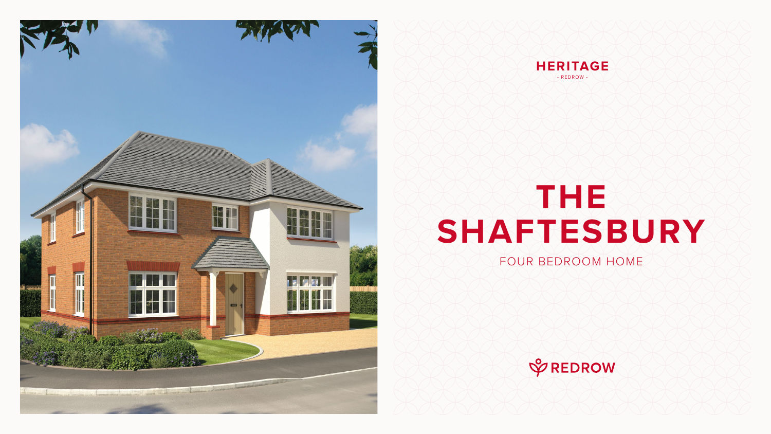HERITAGE

- REDROW -

# THE SHAFTESBURY

FOUR BEDROOM HOME

REDROW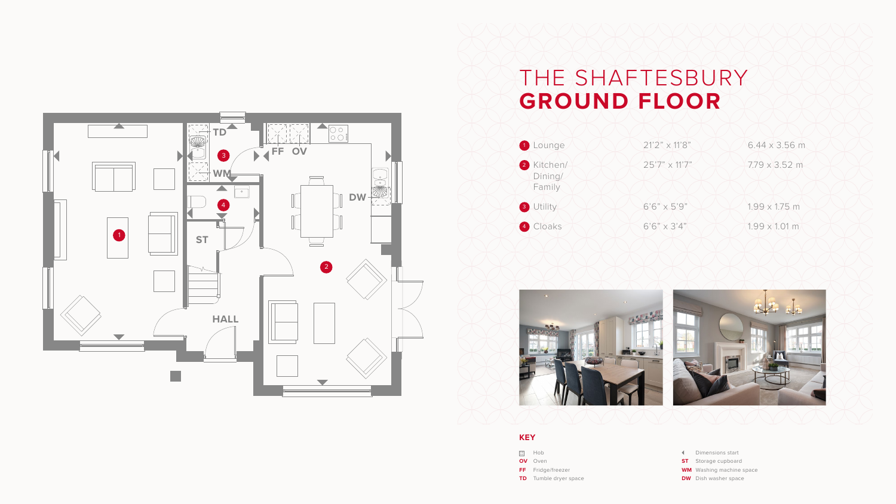# THE SHAFTESBURY
## GROUND FLOOR

| | Room | Imperial | Metric |
|---|---|---|---|
| 1 | Lounge | 21'2" x 11'8" | 6.44 x 3.56 m |
| 2 | Kitchen/ Dining/ Family | 25'7" x 11'7" | 7.79 x 3.52 m |
| 3 | Utility | 6'6" x 5'9" | 1.99 x 1.75 m |
| 4 | Cloaks | 6'6" x 3'4" | 1.99 x 1.01 m |

### KEY

- Hob
- **OV** Oven
- **FF** Fridge/freezer
- **TD** Tumble dryer space
- Dimensions start
- **ST** Storage cupboard
- **WM** Washing machine space
- **DW** Dish washer space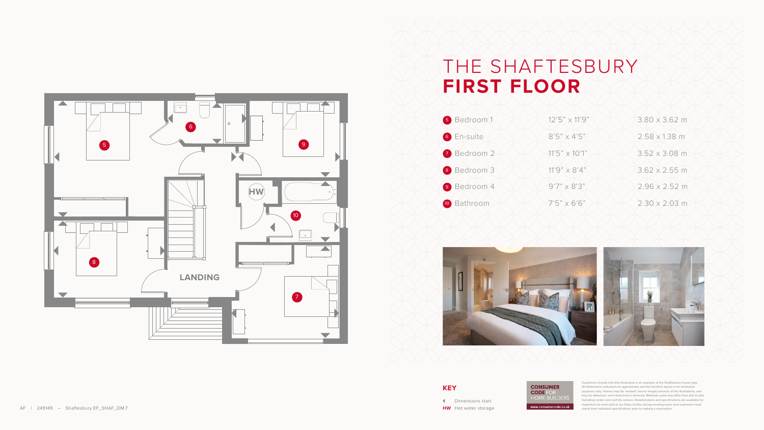# THE SHAFTESBURY
# **FIRST FLOOR**

| | | |
|---|---|---|
| 5 Bedroom 1 | 12'5" x 11'9" | 3.80 x 3.62 m |
| 6 En-suite | 8'5" x 4'5" | 2.58 x 1.38 m |
| 7 Bedroom 2 | 11'5" x 10'1" | 3.52 x 3.08 m |
| 8 Bedroom 3 | 11'9" x 8'4" | 3.62 x 2.55 m |
| 9 Bedroom 4 | 9'7" x 8'3" | 2.96 x 2.52 m |
| 10 Bathroom | 7'5" x 6'6" | 2.30 x 2.03 m |

LANDING

HW

**KEY**

◄ Dimensions start

**HW** Hot water storage

CONSUMER CODE FOR HOME BUILDERS

www.consumercode.co.uk

Customers should note this illustration is an example of the Shaftesbury house type. All dimensions indicated are approximate and the furniture layout is for illustrative purposes only. Homes may be 'handed' (mirror image) versions of the illustrations, and may be detached, semi-detached or terraced. Materials used may differ from plot to plot including render and roof tile colours. Detailed plans and specifications are available for inspection for each plot at our Sales Centre during working hours and customers must check their individual specifications prior to making a reservation.

AF | 249149 – Shaftesbury EF_SHAF_DM.7